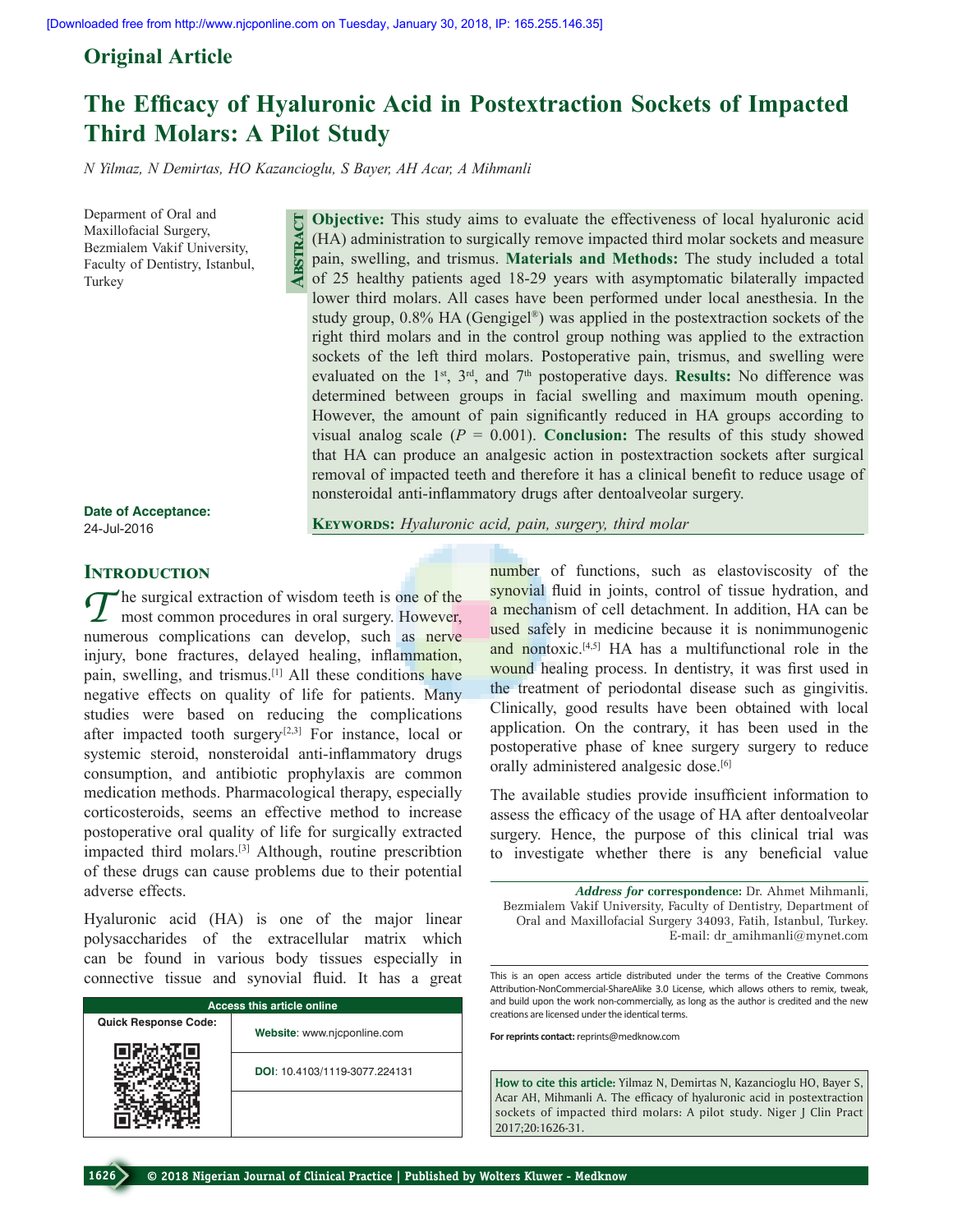Original Article

# The Efficacy of Hyaluronic Acid in Postextraction Sockets of Impacted Third Molars: A Pilot Study

*N Yilmaz, N Demirtas, HO Kazancioglu, S Bayer, AH Acar, A Mihmanli*

Deparment of Oral and Maxillofacial Surgery, Bezmialem Vakif University, Faculty of Dentistry, Istanbul, Turkey

**Date of Acceptance:** 24-Jul-2016

**Abstract**

**Objective:** This study aims to evaluate the effectiveness of local hyaluronic acid (HA) administration to surgically remove impacted third molar sockets and measure pain, swelling, and trismus. **Materials and Methods:** The study included a total of 25 healthy patients aged 18-29 years with asymptomatic bilaterally impacted lower third molars. All cases have been performed under local anesthesia. In the study group, 0.8% HA (Gengigel®) was applied in the postextraction sockets of the right third molars and in the control group nothing was applied to the extraction sockets of the left third molars. Postoperative pain, trismus, and swelling were evaluated on the 1st, 3rd, and 7th postoperative days. **Results:** No difference was determined between groups in facial swelling and maximum mouth opening. However, the amount of pain significantly reduced in HA groups according to visual analog scale ($P = 0.001$). **Conclusion:** The results of this study showed that HA can produce an analgesic action in postextraction sockets after surgical removal of impacted teeth and therefore it has a clinical benefit to reduce usage of nonsteroidal anti-inflammatory drugs after dentoalveolar surgery.

**Keywords:** *Hyaluronic acid, pain, surgery, third molar*

## Introduction

The surgical extraction of wisdom teeth is one of the most common procedures in oral surgery. However, numerous complications can develop, such as nerve injury, bone fractures, delayed healing, inflammation, pain, swelling, and trismus.[1] All these conditions have negative effects on quality of life for patients. Many studies were based on reducing the complications after impacted tooth surgery[2,3] For instance, local or systemic steroid, nonsteroidal anti-inflammatory drugs consumption, and antibiotic prophylaxis are common medication methods. Pharmacological therapy, especially corticosteroids, seems an effective method to increase postoperative oral quality of life for surgically extracted impacted third molars.[3] Although, routine prescribtion of these drugs can cause problems due to their potential adverse effects.

Hyaluronic acid (HA) is one of the major linear polysaccharides of the extracellular matrix which can be found in various body tissues especially in connective tissue and synovial fluid. It has a great number of functions, such as elastoviscosity of the synovial fluid in joints, control of tissue hydration, and a mechanism of cell detachment. In addition, HA can be used safely in medicine because it is nonimmunogenic and nontoxic.[4,5] HA has a multifunctional role in the wound healing process. In dentistry, it was first used in the treatment of periodontal disease such as gingivitis. Clinically, good results have been obtained with local application. On the contrary, it has been used in the postoperative phase of knee surgery surgery to reduce orally administered analgesic dose.[6]

The available studies provide insufficient information to assess the efficacy of the usage of HA after dentoalveolar surgery. Hence, the purpose of this clinical trial was to investigate whether there is any beneficial value

***Address for* correspondence:** Dr. Ahmet Mihmanli, Bezmialem Vakif University, Faculty of Dentistry, Department of Oral and Maxillofacial Surgery 34093, Fatih, Istanbul, Turkey. E-mail: dr_amihmanli@mynet.com

| Access this article online | |
|---|---|
| Quick Response Code: | **Website**: www.njcponline.com |
| | **DOI**: 10.4103/1119-3077.224131 |

This is an open access article distributed under the terms of the Creative Commons Attribution-NonCommercial-ShareAlike 3.0 License, which allows others to remix, tweak, and build upon the work non-commercially, as long as the author is credited and the new creations are licensed under the identical terms.

**For reprints contact:** reprints@medknow.com

**How to cite this article:** Yilmaz N, Demirtas N, Kazancioglu HO, Bayer S, Acar AH, Mihmanli A. The efficacy of hyaluronic acid in postextraction sockets of impacted third molars: A pilot study. Niger J Clin Pract 2017;20:1626-31.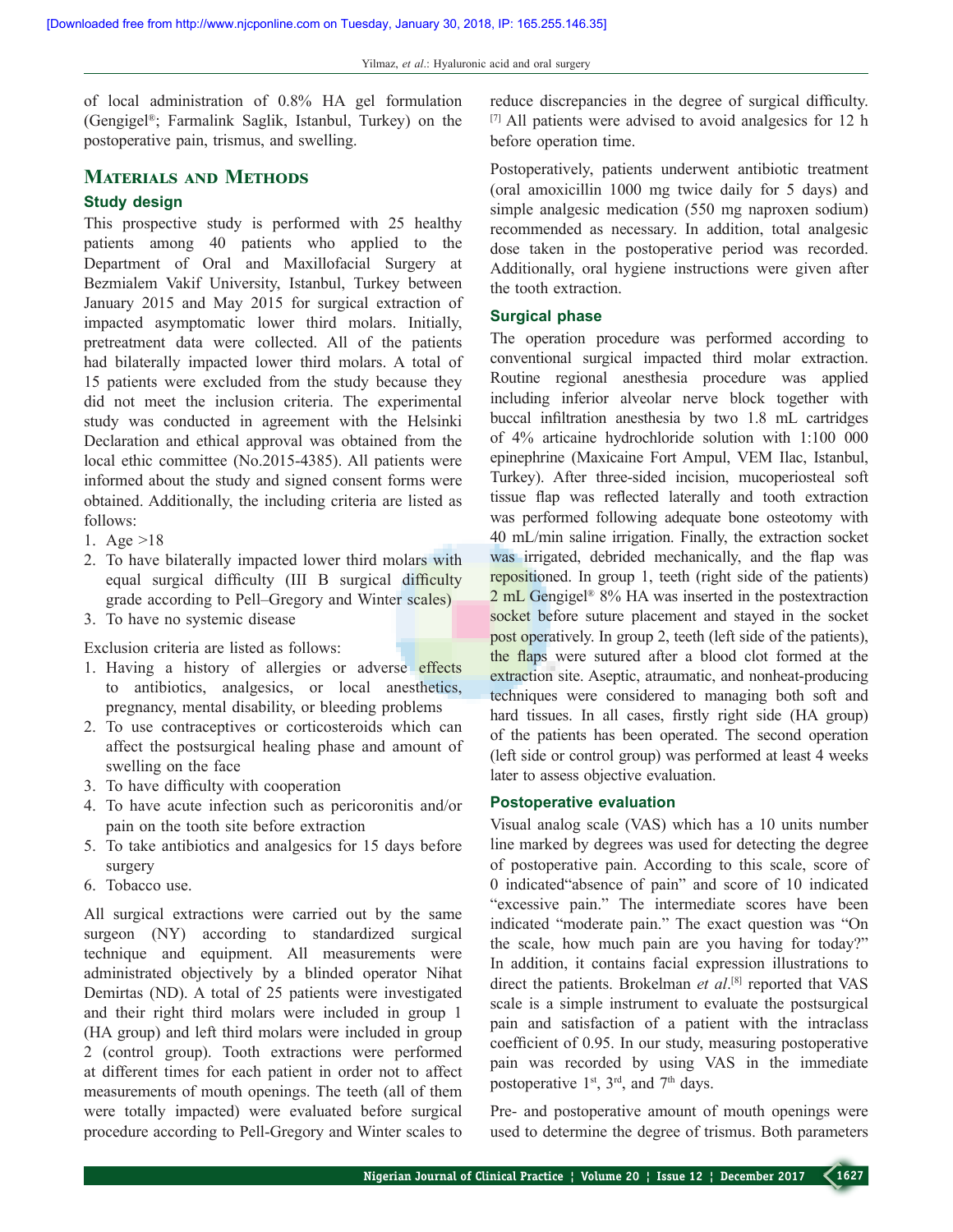of local administration of 0.8% HA gel formulation (Gengigel®; Farmalink Saglik, Istanbul, Turkey) on the postoperative pain, trismus, and swelling.

## Materials and Methods

### Study design

This prospective study is performed with 25 healthy patients among 40 patients who applied to the Department of Oral and Maxillofacial Surgery at Bezmialem Vakif University, Istanbul, Turkey between January 2015 and May 2015 for surgical extraction of impacted asymptomatic lower third molars. Initially, pretreatment data were collected. All of the patients had bilaterally impacted lower third molars. A total of 15 patients were excluded from the study because they did not meet the inclusion criteria. The experimental study was conducted in agreement with the Helsinki Declaration and ethical approval was obtained from the local ethic committee (No.2015-4385). All patients were informed about the study and signed consent forms were obtained. Additionally, the including criteria are listed as follows:

1. Age >18
2. To have bilaterally impacted lower third molars with equal surgical difficulty (III B surgical difficulty grade according to Pell–Gregory and Winter scales)
3. To have no systemic disease

Exclusion criteria are listed as follows:

1. Having a history of allergies or adverse effects to antibiotics, analgesics, or local anesthetics, pregnancy, mental disability, or bleeding problems
2. To use contraceptives or corticosteroids which can affect the postsurgical healing phase and amount of swelling on the face
3. To have difficulty with cooperation
4. To have acute infection such as pericoronitis and/or pain on the tooth site before extraction
5. To take antibiotics and analgesics for 15 days before surgery
6. Tobacco use.

All surgical extractions were carried out by the same surgeon (NY) according to standardized surgical technique and equipment. All measurements were administrated objectively by a blinded operator Nihat Demirtas (ND). A total of 25 patients were investigated and their right third molars were included in group 1 (HA group) and left third molars were included in group 2 (control group). Tooth extractions were performed at different times for each patient in order not to affect measurements of mouth openings. The teeth (all of them were totally impacted) were evaluated before surgical procedure according to Pell-Gregory and Winter scales to reduce discrepancies in the degree of surgical difficulty.[7] All patients were advised to avoid analgesics for 12 h before operation time.

Postoperatively, patients underwent antibiotic treatment (oral amoxicillin 1000 mg twice daily for 5 days) and simple analgesic medication (550 mg naproxen sodium) recommended as necessary. In addition, total analgesic dose taken in the postoperative period was recorded. Additionally, oral hygiene instructions were given after the tooth extraction.

### Surgical phase

The operation procedure was performed according to conventional surgical impacted third molar extraction. Routine regional anesthesia procedure was applied including inferior alveolar nerve block together with buccal infiltration anesthesia by two 1.8 mL cartridges of 4% articaine hydrochloride solution with 1:100 000 epinephrine (Maxicaine Fort Ampul, VEM Ilac, Istanbul, Turkey). After three-sided incision, mucoperiosteal soft tissue flap was reflected laterally and tooth extraction was performed following adequate bone osteotomy with 40 mL/min saline irrigation. Finally, the extraction socket was irrigated, debrided mechanically, and the flap was repositioned. In group 1, teeth (right side of the patients) 2 mL Gengigel® 8% HA was inserted in the postextraction socket before suture placement and stayed in the socket post operatively. In group 2, teeth (left side of the patients), the flaps were sutured after a blood clot formed at the extraction site. Aseptic, atraumatic, and nonheat-producing techniques were considered to managing both soft and hard tissues. In all cases, firstly right side (HA group) of the patients has been operated. The second operation (left side or control group) was performed at least 4 weeks later to assess objective evaluation.

### Postoperative evaluation

Visual analog scale (VAS) which has a 10 units number line marked by degrees was used for detecting the degree of postoperative pain. According to this scale, score of 0 indicated"absence of pain" and score of 10 indicated "excessive pain." The intermediate scores have been indicated "moderate pain." The exact question was "On the scale, how much pain are you having for today?" In addition, it contains facial expression illustrations to direct the patients. Brokelman *et al.*[8] reported that VAS scale is a simple instrument to evaluate the postsurgical pain and satisfaction of a patient with the intraclass coefficient of 0.95. In our study, measuring postoperative pain was recorded by using VAS in the immediate postoperative 1st, 3rd, and 7th days.

Pre- and postoperative amount of mouth openings were used to determine the degree of trismus. Both parameters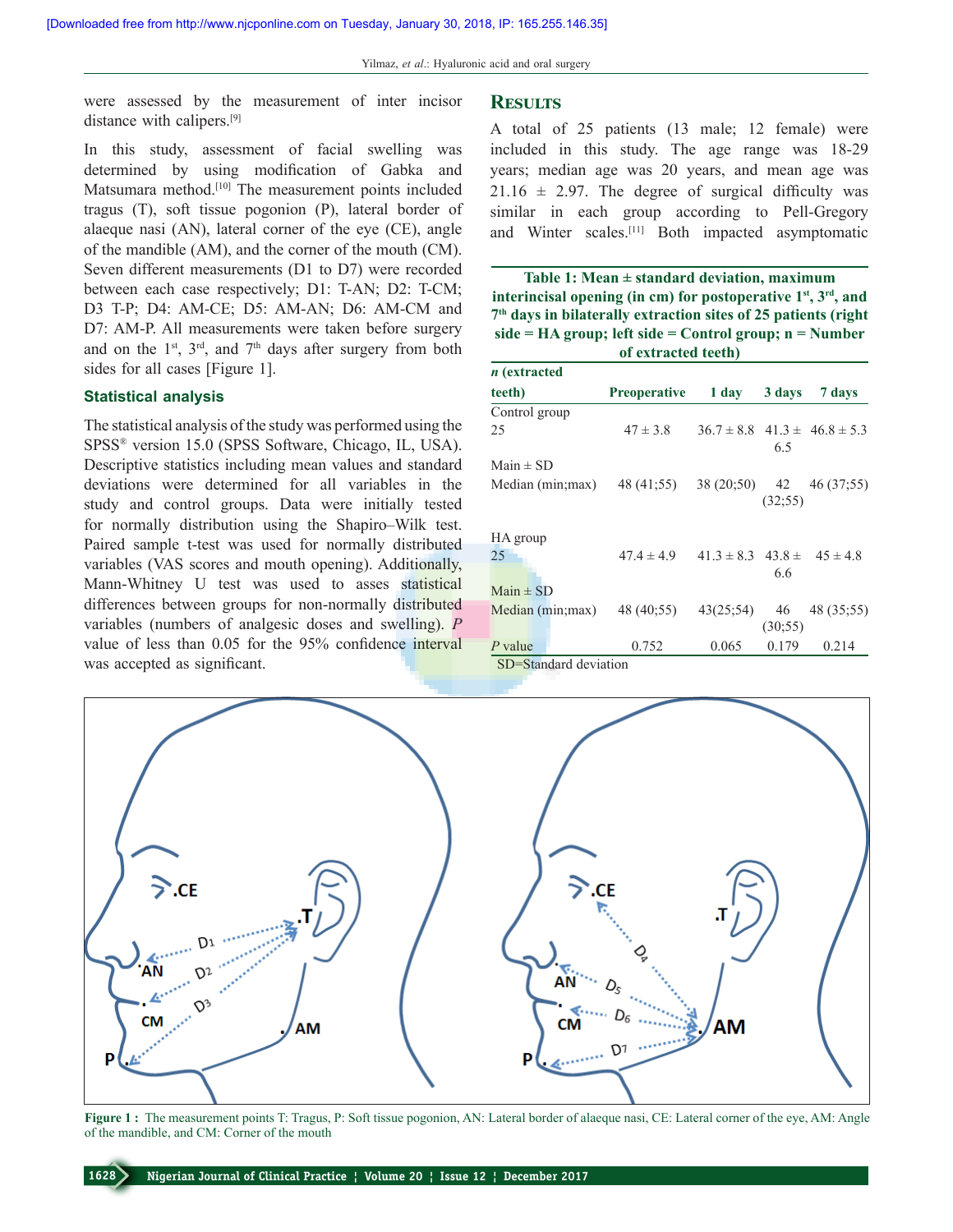were assessed by the measurement of inter incisor distance with calipers.[9]

In this study, assessment of facial swelling was determined by using modification of Gabka and Matsumara method.[10] The measurement points included tragus (T), soft tissue pogonion (P), lateral border of alaeque nasi (AN), lateral corner of the eye (CE), angle of the mandible (AM), and the corner of the mouth (CM). Seven different measurements (D1 to D7) were recorded between each case respectively; D1: T-AN; D2: T-CM; D3 T-P; D4: AM-CE; D5: AM-AN; D6: AM-CM and D7: AM-P. All measurements were taken before surgery and on the 1st, 3rd, and 7th days after surgery from both sides for all cases [Figure 1].

### Statistical analysis

The statistical analysis of the study was performed using the SPSS® version 15.0 (SPSS Software, Chicago, IL, USA). Descriptive statistics including mean values and standard deviations were determined for all variables in the study and control groups. Data were initially tested for normally distribution using the Shapiro–Wilk test. Paired sample t-test was used for normally distributed variables (VAS scores and mouth opening). Additionally, Mann-Whitney U test was used to asses statistical differences between groups for non-normally distributed variables (numbers of analgesic doses and swelling). *P* value of less than 0.05 for the 95% confidence interval was accepted as significant.

## Results

A total of 25 patients (13 male; 12 female) were included in this study. The age range was 18-29 years; median age was 20 years, and mean age was 21.16 ± 2.97. The degree of surgical difficulty was similar in each group according to Pell-Gregory and Winter scales.[11] Both impacted asymptomatic

**Table 1: Mean ± standard deviation, maximum interincisal opening (in cm) for postoperative 1st, 3rd, and 7th days in bilaterally extraction sites of 25 patients (right side = HA group; left side = Control group; n = Number of extracted teeth)**

| *n* (extracted teeth) | Preoperative | 1 day | 3 days | 7 days |
|---|---|---|---|---|
| Control group | | | | |
| 25 | 47 ± 3.8 | 36.7 ± 8.8 | 41.3 ± 6.5 | 46.8 ± 5.3 |
| Main ± SD | | | | |
| Median (min;max) | 48 (41;55) | 38 (20;50) | 42 (32;55) | 46 (37;55) |
| HA group | | | | |
| 25 | 47.4 ± 4.9 | 41.3 ± 8.3 | 43.8 ± 6.6 | 45 ± 4.8 |
| Main ± SD | | | | |
| Median (min;max) | 48 (40;55) | 43(25;54) | 46 (30;55) | 48 (35;55) |
| *P* value | 0.752 | 0.065 | 0.179 | 0.214 |

SD=Standard deviation

**Figure 1 :** The measurement points T: Tragus, P: Soft tissue pogonion, AN: Lateral border of alaeque nasi, CE: Lateral corner of the eye, AM: Angle of the mandible, and CM: Corner of the mouth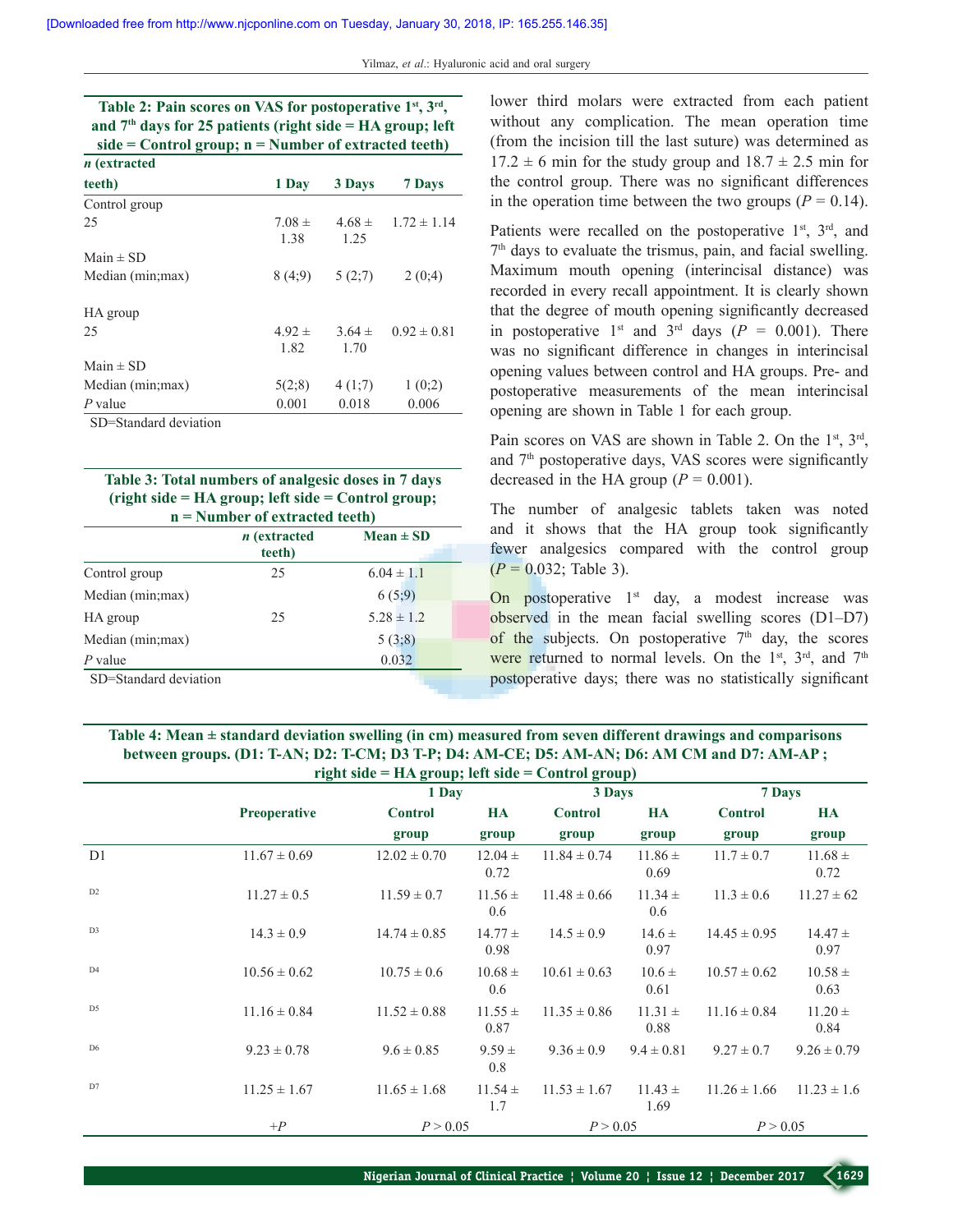**Table 2: Pain scores on VAS for postoperative 1st, 3rd, and 7th days for 25 patients (right side = HA group; left side = Control group; n = Number of extracted teeth)**

| *n* (extracted teeth) | 1 Day | 3 Days | 7 Days |
|---|---|---|---|
| Control group | | | |
| 25 | 7.08 ± 1.38 | 4.68 ± 1.25 | 1.72 ± 1.14 |
| Main ± SD | | | |
| Median (min;max) | 8 (4;9) | 5 (2;7) | 2 (0;4) |
| HA group | | | |
| 25 | 4.92 ± 1.82 | 3.64 ± 1.70 | 0.92 ± 0.81 |
| Main ± SD | | | |
| Median (min;max) | 5(2;8) | 4 (1;7) | 1 (0;2) |
| *P* value | 0.001 | 0.018 | 0.006 |

SD=Standard deviation

**Table 3: Total numbers of analgesic doses in 7 days (right side = HA group; left side = Control group; n = Number of extracted teeth)**

| | *n* (extracted teeth) | Mean ± SD |
|---|---|---|
| Control group | 25 | 6.04 ± 1.1 |
| Median (min;max) | | 6 (5;9) |
| HA group | 25 | 5.28 ± 1.2 |
| Median (min;max) | | 5 (3;8) |
| *P* value | | 0.032 |

SD=Standard deviation

lower third molars were extracted from each patient without any complication. The mean operation time (from the incision till the last suture) was determined as 17.2 ± 6 min for the study group and 18.7 ± 2.5 min for the control group. There was no significant differences in the operation time between the two groups ($P = 0.14$).

Patients were recalled on the postoperative 1st, 3rd, and 7th days to evaluate the trismus, pain, and facial swelling. Maximum mouth opening (interincisal distance) was recorded in every recall appointment. It is clearly shown that the degree of mouth opening significantly decreased in postoperative 1st and 3rd days ($P = 0.001$). There was no significant difference in changes in interincisal opening values between control and HA groups. Pre- and postoperative measurements of the mean interincisal opening are shown in Table 1 for each group.

Pain scores on VAS are shown in Table 2. On the 1st, 3rd, and 7th postoperative days, VAS scores were significantly decreased in the HA group ($P = 0.001$).

The number of analgesic tablets taken was noted and it shows that the HA group took significantly fewer analgesics compared with the control group ($P = 0.032$; Table 3).

On postoperative 1st day, a modest increase was observed in the mean facial swelling scores (D1–D7) of the subjects. On postoperative 7th day, the scores were returned to normal levels. On the 1st, 3rd, and 7th postoperative days; there was no statistically significant

**Table 4: Mean ± standard deviation swelling (in cm) measured from seven different drawings and comparisons between groups. (D1: T-AN; D2: T-CM; D3 T-P; D4: AM-CE; D5: AM-AN; D6: AM CM and D7: AM-AP ; right side = HA group; left side = Control group)**

| | Preoperative | 1 Day | | 3 Days | | 7 Days | |
|---|---|---|---|---|---|---|---|
| | | Control group | HA group | Control group | HA group | Control group | HA group |
| D1 | 11.67 ± 0.69 | 12.02 ± 0.70 | 12.04 ± 0.72 | 11.84 ± 0.74 | 11.86 ± 0.69 | 11.7 ± 0.7 | 11.68 ± 0.72 |
| D2 | 11.27 ± 0.5 | 11.59 ± 0.7 | 11.56 ± 0.6 | 11.48 ± 0.66 | 11.34 ± 0.6 | 11.3 ± 0.6 | 11.27 ± 62 |
| D3 | 14.3 ± 0.9 | 14.74 ± 0.85 | 14.77 ± 0.98 | 14.5 ± 0.9 | 14.6 ± 0.97 | 14.45 ± 0.95 | 14.47 ± 0.97 |
| D4 | 10.56 ± 0.62 | 10.75 ± 0.6 | 10.68 ± 0.6 | 10.61 ± 0.63 | 10.6 ± 0.61 | 10.57 ± 0.62 | 10.58 ± 0.63 |
| D5 | 11.16 ± 0.84 | 11.52 ± 0.88 | 11.55 ± 0.87 | 11.35 ± 0.86 | 11.31 ± 0.88 | 11.16 ± 0.84 | 11.20 ± 0.84 |
| D6 | 9.23 ± 0.78 | 9.6 ± 0.85 | 9.59 ± 0.8 | 9.36 ± 0.9 | 9.4 ± 0.81 | 9.27 ± 0.7 | 9.26 ± 0.79 |
| D7 | 11.25 ± 1.67 | 11.65 ± 1.68 | 11.54 ± 1.7 | 11.53 ± 1.67 | 11.43 ± 1.69 | 11.26 ± 1.66 | 11.23 ± 1.6 |
| | +*P* | $P > 0.05$ | | $P > 0.05$ | | $P > 0.05$ | |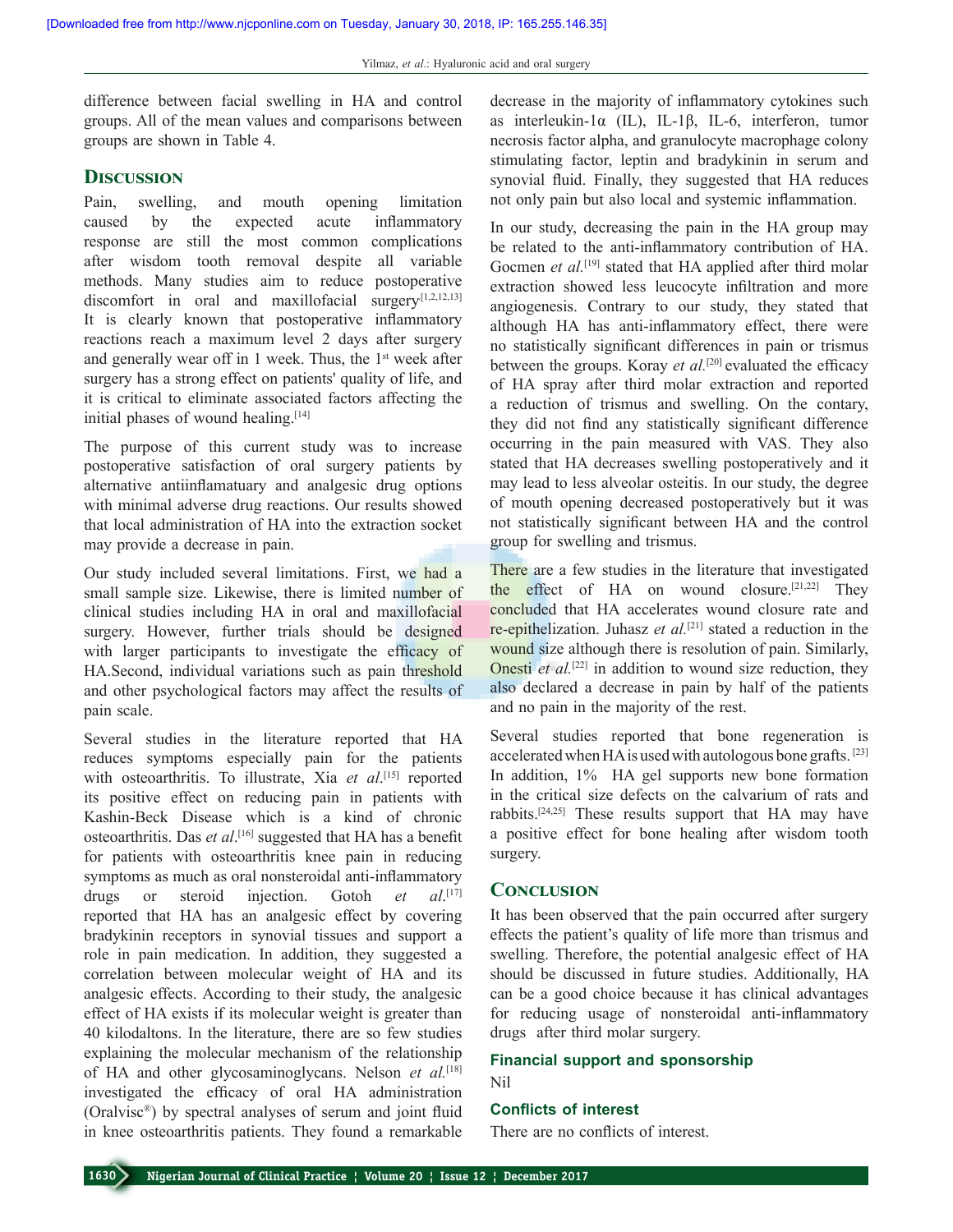difference between facial swelling in HA and control groups. All of the mean values and comparisons between groups are shown in Table 4.

## Discussion

Pain, swelling, and mouth opening limitation caused by the expected acute inflammatory response are still the most common complications after wisdom tooth removal despite all variable methods. Many studies aim to reduce postoperative discomfort in oral and maxillofacial surgery[1,2,12,13] It is clearly known that postoperative inflammatory reactions reach a maximum level 2 days after surgery and generally wear off in 1 week. Thus, the 1st week after surgery has a strong effect on patients' quality of life, and it is critical to eliminate associated factors affecting the initial phases of wound healing.[14]

The purpose of this current study was to increase postoperative satisfaction of oral surgery patients by alternative antiinflamatuary and analgesic drug options with minimal adverse drug reactions. Our results showed that local administration of HA into the extraction socket may provide a decrease in pain.

Our study included several limitations. First, we had a small sample size. Likewise, there is limited number of clinical studies including HA in oral and maxillofacial surgery. However, further trials should be designed with larger participants to investigate the efficacy of HA.Second, individual variations such as pain threshold and other psychological factors may affect the results of pain scale.

Several studies in the literature reported that HA reduces symptoms especially pain for the patients with osteoarthritis. To illustrate, Xia *et al*.[15] reported its positive effect on reducing pain in patients with Kashin-Beck Disease which is a kind of chronic osteoarthritis. Das *et al*.[16] suggested that HA has a benefit for patients with osteoarthritis knee pain in reducing symptoms as much as oral nonsteroidal anti-inflammatory drugs or steroid injection. Gotoh *et al*.[17] reported that HA has an analgesic effect by covering bradykinin receptors in synovial tissues and support a role in pain medication. In addition, they suggested a correlation between molecular weight of HA and its analgesic effects. According to their study, the analgesic effect of HA exists if its molecular weight is greater than 40 kilodaltons. In the literature, there are so few studies explaining the molecular mechanism of the relationship of HA and other glycosaminoglycans. Nelson *et al*.[18] investigated the efficacy of oral HA administration (Oralvisc®) by spectral analyses of serum and joint fluid in knee osteoarthritis patients. They found a remarkable decrease in the majority of inflammatory cytokines such as interleukin-1α (IL), IL-1β, IL-6, interferon, tumor necrosis factor alpha, and granulocyte macrophage colony stimulating factor, leptin and bradykinin in serum and synovial fluid. Finally, they suggested that HA reduces not only pain but also local and systemic inflammation.

In our study, decreasing the pain in the HA group may be related to the anti-inflammatory contribution of HA. Gocmen *et al*.[19] stated that HA applied after third molar extraction showed less leucocyte infiltration and more angiogenesis. Contrary to our study, they stated that although HA has anti-inflammatory effect, there were no statistically significant differences in pain or trismus between the groups. Koray *et al*.[20] evaluated the efficacy of HA spray after third molar extraction and reported a reduction of trismus and swelling. On the contary, they did not find any statistically significant difference occurring in the pain measured with VAS. They also stated that HA decreases swelling postoperatively and it may lead to less alveolar osteitis. In our study, the degree of mouth opening decreased postoperatively but it was not statistically significant between HA and the control group for swelling and trismus.

There are a few studies in the literature that investigated the effect of HA on wound closure.[21,22] They concluded that HA accelerates wound closure rate and re-epithelization. Juhasz *et al*.[21] stated a reduction in the wound size although there is resolution of pain. Similarly, Onesti *et al*.[22] in addition to wound size reduction, they also declared a decrease in pain by half of the patients and no pain in the majority of the rest.

Several studies reported that bone regeneration is accelerated when HA is used with autologous bone grafts.[23] In addition, 1% HA gel supports new bone formation in the critical size defects on the calvarium of rats and rabbits.[24,25] These results support that HA may have a positive effect for bone healing after wisdom tooth surgery.

## Conclusion

It has been observed that the pain occurred after surgery effects the patient's quality of life more than trismus and swelling. Therefore, the potential analgesic effect of HA should be discussed in future studies. Additionally, HA can be a good choice because it has clinical advantages for reducing usage of nonsteroidal anti-inflammatory drugs after third molar surgery.

### Financial support and sponsorship

Nil

### Conflicts of interest

There are no conflicts of interest.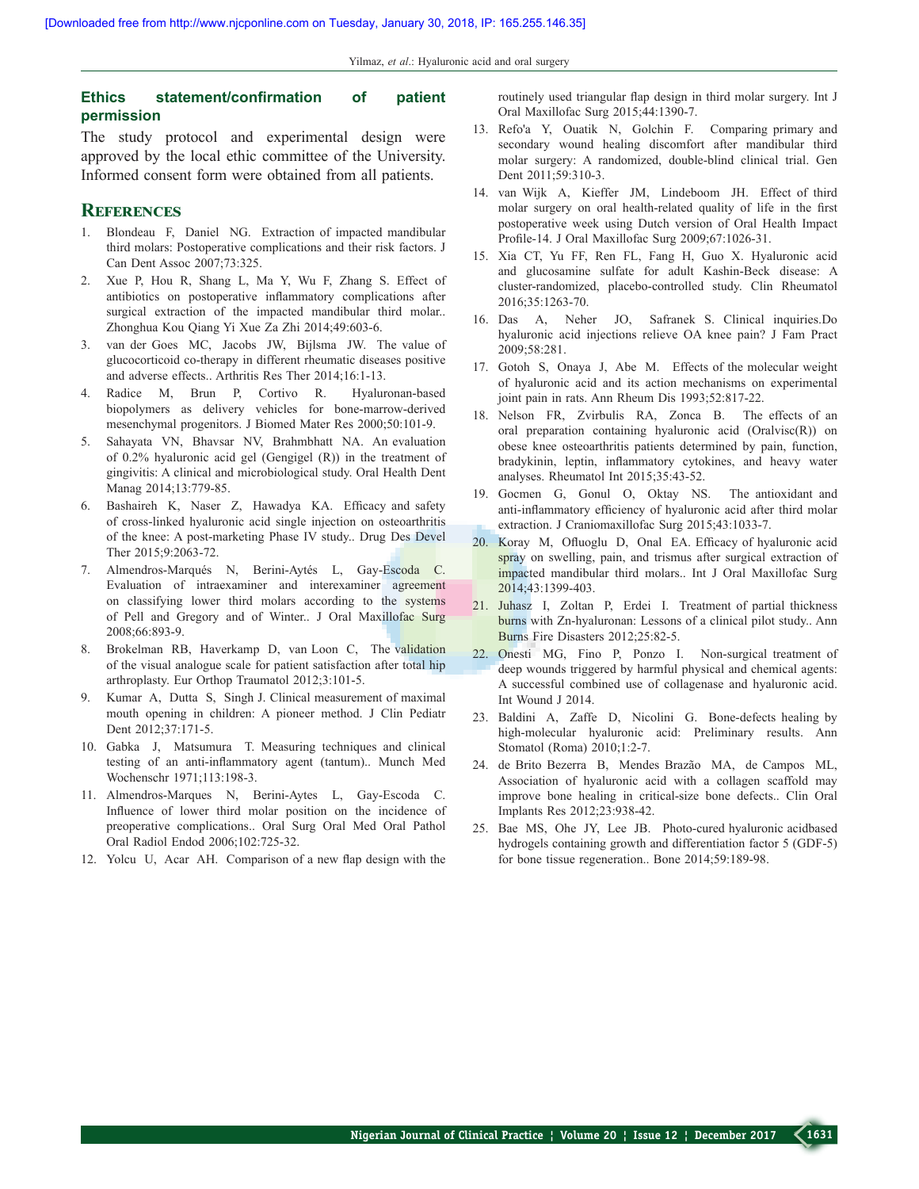## Ethics statement/confirmation of patient permission

The study protocol and experimental design were approved by the local ethic committee of the University. Informed consent form were obtained from all patients.

## References

1. Blondeau F, Daniel NG. Extraction of impacted mandibular third molars: Postoperative complications and their risk factors. J Can Dent Assoc 2007;73:325.
2. Xue P, Hou R, Shang L, Ma Y, Wu F, Zhang S. Effect of antibiotics on postoperative inflammatory complications after surgical extraction of the impacted mandibular third molar.. Zhonghua Kou Qiang Yi Xue Za Zhi 2014;49:603-6.
3. van der Goes MC, Jacobs JW, Bijlsma JW. The value of glucocorticoid co-therapy in different rheumatic diseases positive and adverse effects.. Arthritis Res Ther 2014;16:1-13.
4. Radice M, Brun P, Cortivo R. Hyaluronan-based biopolymers as delivery vehicles for bone-marrow-derived mesenchymal progenitors. J Biomed Mater Res 2000;50:101-9.
5. Sahayata VN, Bhavsar NV, Brahmbhatt NA. An evaluation of 0.2% hyaluronic acid gel (Gengigel (R)) in the treatment of gingivitis: A clinical and microbiological study. Oral Health Dent Manag 2014;13:779-85.
6. Bashaireh K, Naser Z, Hawadya KA. Efficacy and safety of cross-linked hyaluronic acid single injection on osteoarthritis of the knee: A post-marketing Phase IV study.. Drug Des Devel Ther 2015;9:2063-72.
7. Almendros-Marqués N, Berini-Aytés L, Gay-Escoda C. Evaluation of intraexaminer and interexaminer agreement on classifying lower third molars according to the systems of Pell and Gregory and of Winter.. J Oral Maxillofac Surg 2008;66:893-9.
8. Brokelman RB, Haverkamp D, van Loon C, The validation of the visual analogue scale for patient satisfaction after total hip arthroplasty. Eur Orthop Traumatol 2012;3:101-5.
9. Kumar A, Dutta S, Singh J. Clinical measurement of maximal mouth opening in children: A pioneer method. J Clin Pediatr Dent 2012;37:171-5.
10. Gabka J, Matsumura T. Measuring techniques and clinical testing of an anti-inflammatory agent (tantum).. Munch Med Wochenschr 1971;113:198-3.
11. Almendros-Marques N, Berini-Aytes L, Gay-Escoda C. Influence of lower third molar position on the incidence of preoperative complications.. Oral Surg Oral Med Oral Pathol Oral Radiol Endod 2006;102:725-32.
12. Yolcu U, Acar AH. Comparison of a new flap design with the routinely used triangular flap design in third molar surgery. Int J Oral Maxillofac Surg 2015;44:1390-7.
13. Refo'a Y, Ouatik N, Golchin F. Comparing primary and secondary wound healing discomfort after mandibular third molar surgery: A randomized, double-blind clinical trial. Gen Dent 2011;59:310-3.
14. van Wijk A, Kieffer JM, Lindeboom JH. Effect of third molar surgery on oral health-related quality of life in the first postoperative week using Dutch version of Oral Health Impact Profile-14. J Oral Maxillofac Surg 2009;67:1026-31.
15. Xia CT, Yu FF, Ren FL, Fang H, Guo X. Hyaluronic acid and glucosamine sulfate for adult Kashin-Beck disease: A cluster-randomized, placebo-controlled study. Clin Rheumatol 2016;35:1263-70.
16. Das A, Neher JO, Safranek S. Clinical inquiries.Do hyaluronic acid injections relieve OA knee pain? J Fam Pract 2009;58:281.
17. Gotoh S, Onaya J, Abe M. Effects of the molecular weight of hyaluronic acid and its action mechanisms on experimental joint pain in rats. Ann Rheum Dis 1993;52:817-22.
18. Nelson FR, Zvirbulis RA, Zonca B. The effects of an oral preparation containing hyaluronic acid (Oralvisc(R)) on obese knee osteoarthritis patients determined by pain, function, bradykinin, leptin, inflammatory cytokines, and heavy water analyses. Rheumatol Int 2015;35:43-52.
19. Gocmen G, Gonul O, Oktay NS. The antioxidant and anti-inflammatory efficiency of hyaluronic acid after third molar extraction. J Craniomaxillofac Surg 2015;43:1033-7.
20. Koray M, Ofluoglu D, Onal EA. Efficacy of hyaluronic acid spray on swelling, pain, and trismus after surgical extraction of impacted mandibular third molars.. Int J Oral Maxillofac Surg 2014;43:1399-403.
21. Juhasz I, Zoltan P, Erdei I. Treatment of partial thickness burns with Zn-hyaluronan: Lessons of a clinical pilot study.. Ann Burns Fire Disasters 2012;25:82-5.
22. Onesti MG, Fino P, Ponzo I. Non-surgical treatment of deep wounds triggered by harmful physical and chemical agents: A successful combined use of collagenase and hyaluronic acid. Int Wound J 2014.
23. Baldini A, Zaffe D, Nicolini G. Bone-defects healing by high-molecular hyaluronic acid: Preliminary results. Ann Stomatol (Roma) 2010;1:2-7.
24. de Brito Bezerra B, Mendes Brazão MA, de Campos ML, Association of hyaluronic acid with a collagen scaffold may improve bone healing in critical-size bone defects.. Clin Oral Implants Res 2012;23:938-42.
25. Bae MS, Ohe JY, Lee JB. Photo-cured hyaluronic acidbased hydrogels containing growth and differentiation factor 5 (GDF-5) for bone tissue regeneration.. Bone 2014;59:189-98.